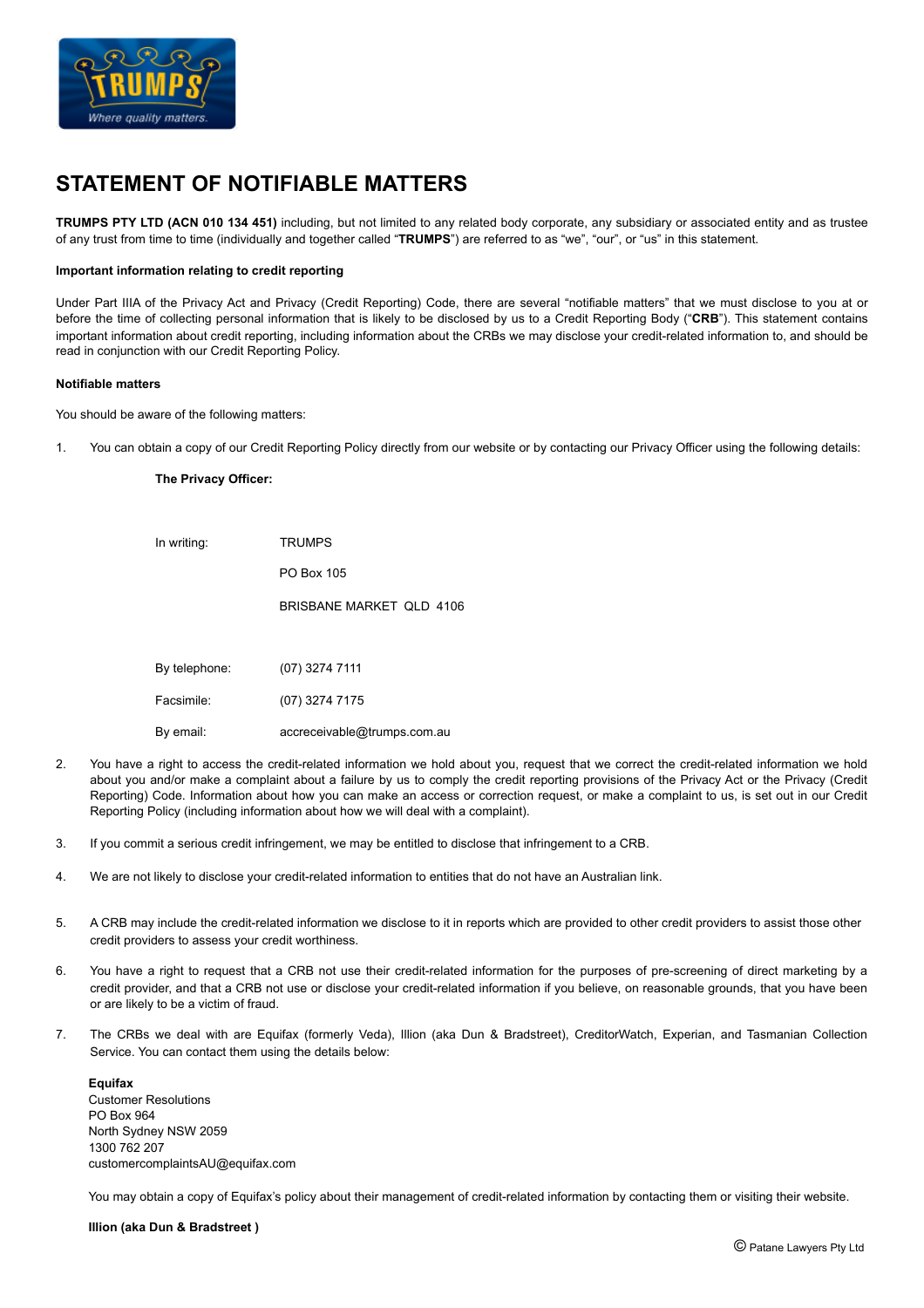# STATEMENT OF NOTIFIABLE MATTERS

**TRUMPS PTY LTD (ACN 010 134 451)** including, but not limited to any related body corporate, any subsidiary or associated entity and as trustee of any trust from time to time (individually and together called "**TRUMPS**") are referred to as "we", "our", or "us" in this statement.

**Important information relating to credit reporting**

Under Part IIIA of the Privacy Act and Privacy (Credit Reporting) Code, there are several "notifiable matters" that we must disclose to you at or before the time of collecting personal information that is likely to be disclosed by us to a Credit Reporting Body ("**CRB**"). This statement contains important information about credit reporting, including information about the CRBs we may disclose your credit-related information to, and should be read in conjunction with our Credit Reporting Policy.

**Notifiable matters**

You should be aware of the following matters:

1. You can obtain a copy of our Credit Reporting Policy directly from our website or by contacting our Privacy Officer using the following details:

   **The Privacy Officer:**

   | | |
   |---|---|
   | In writing: | TRUMPS |
   | | PO Box 105 |
   | | BRISBANE MARKET QLD 4106 |
   | By telephone: | (07) 3274 7111 |
   | Facsimile: | (07) 3274 7175 |
   | By email: | accreceivable@trumps.com.au |

2. You have a right to access the credit-related information we hold about you, request that we correct the credit-related information we hold about you and/or make a complaint about a failure by us to comply the credit reporting provisions of the Privacy Act or the Privacy (Credit Reporting) Code. Information about how you can make an access or correction request, or make a complaint to us, is set out in our Credit Reporting Policy (including information about how we will deal with a complaint).

3. If you commit a serious credit infringement, we may be entitled to disclose that infringement to a CRB.

4. We are not likely to disclose your credit-related information to entities that do not have an Australian link.

5. A CRB may include the credit-related information we disclose to it in reports which are provided to other credit providers to assist those other credit providers to assess your credit worthiness.

6. You have a right to request that a CRB not use their credit-related information for the purposes of pre-screening of direct marketing by a credit provider, and that a CRB not use or disclose your credit-related information if you believe, on reasonable grounds, that you have been or are likely to be a victim of fraud.

7. The CRBs we deal with are Equifax (formerly Veda), Illion (aka Dun & Bradstreet), CreditorWatch, Experian, and Tasmanian Collection Service. You can contact them using the details below:

   **Equifax**
   Customer Resolutions
   PO Box 964
   North Sydney NSW 2059
   1300 762 207
   customercomplaintsAU@equifax.com

   You may obtain a copy of Equifax's policy about their management of credit-related information by contacting them or visiting their website.

   **Illion (aka Dun & Bradstreet )**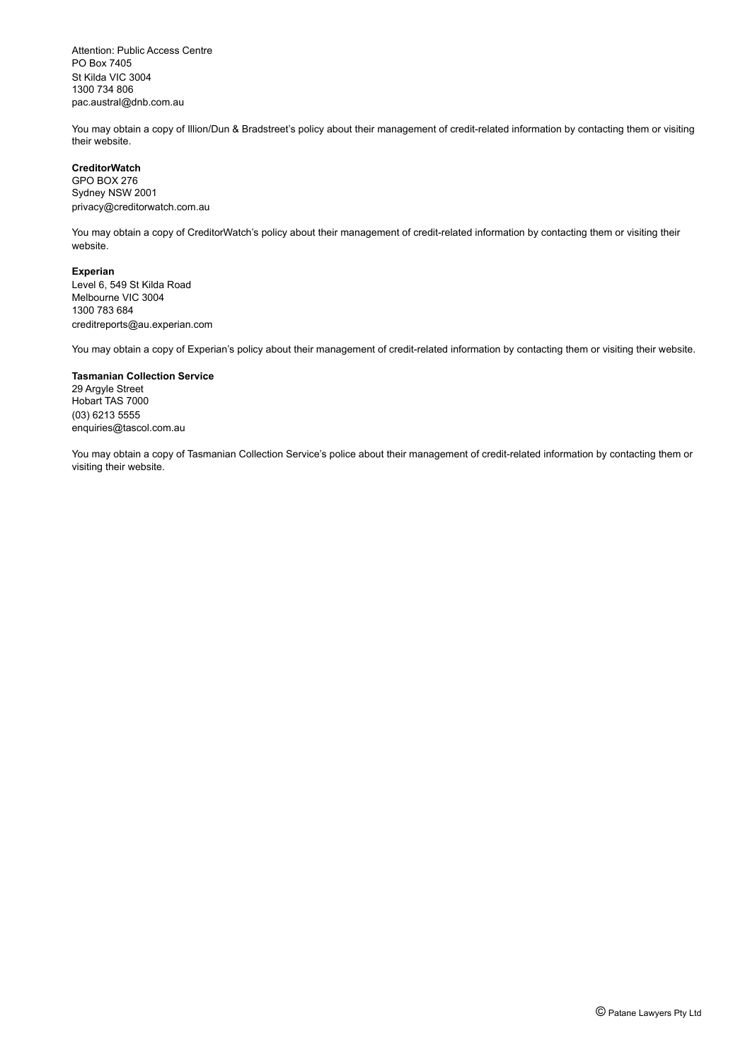Attention: Public Access Centre
PO Box 7405
St Kilda VIC 3004
1300 734 806
pac.austral@dnb.com.au

You may obtain a copy of Illion/Dun & Bradstreet's policy about their management of credit-related information by contacting them or visiting their website.

**CreditorWatch**
GPO BOX 276
Sydney NSW 2001
privacy@creditorwatch.com.au

You may obtain a copy of CreditorWatch's policy about their management of credit-related information by contacting them or visiting their website.

**Experian**
Level 6, 549 St Kilda Road
Melbourne VIC 3004
1300 783 684
creditreports@au.experian.com

You may obtain a copy of Experian's policy about their management of credit-related information by contacting them or visiting their website.

**Tasmanian Collection Service**
29 Argyle Street
Hobart TAS 7000
(03) 6213 5555
enquiries@tascol.com.au

You may obtain a copy of Tasmanian Collection Service's police about their management of credit-related information by contacting them or visiting their website.

© Patane Lawyers Pty Ltd